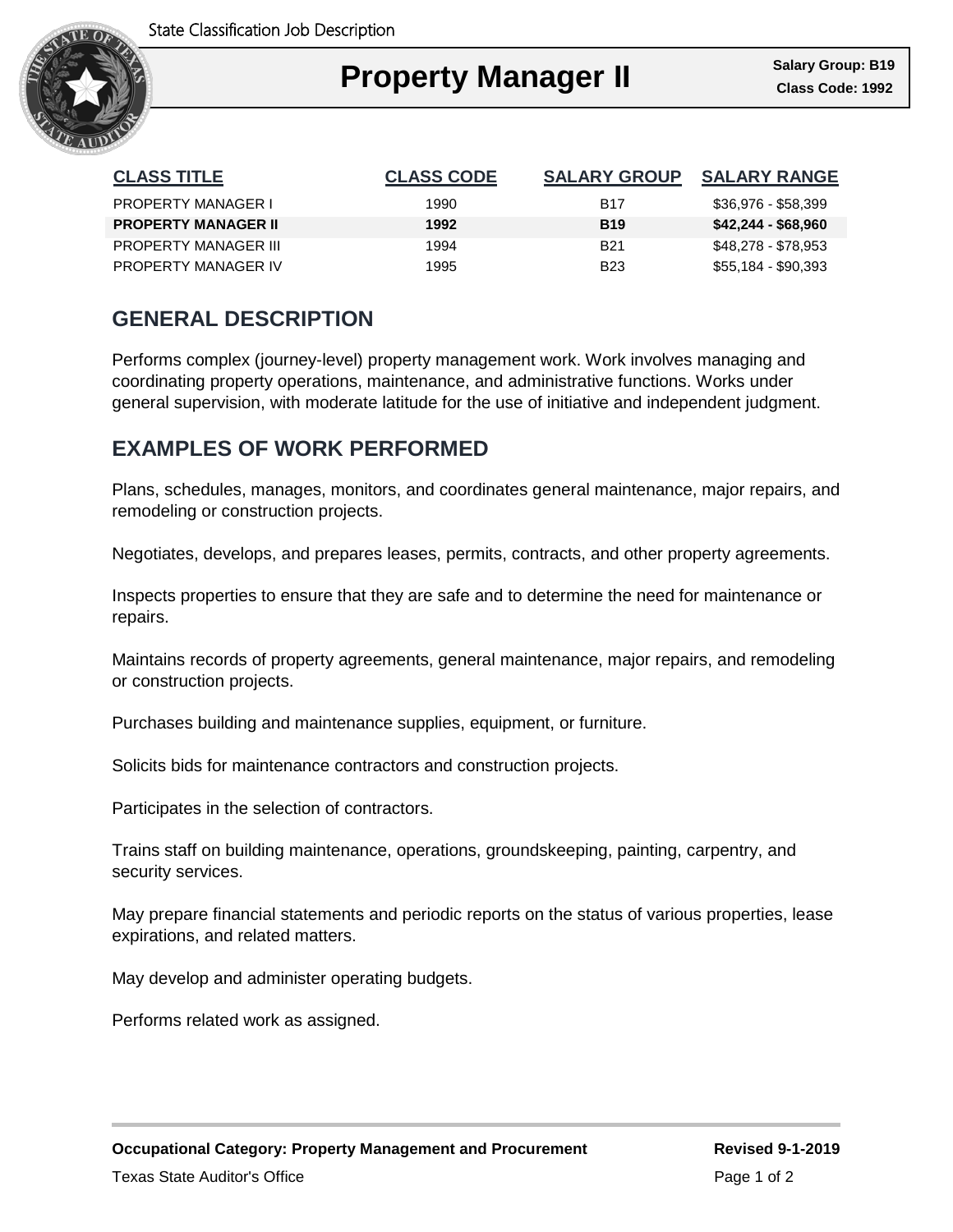# Property Manager II

**Salary Group: B19**
**Class Code: 1992**

| CLASS TITLE | CLASS CODE | SALARY GROUP | SALARY RANGE |
|---|---|---|---|
| PROPERTY MANAGER I | 1990 | B17 | $36,976 - $58,399 |
| **PROPERTY MANAGER II** | **1992** | **B19** | **$42,244 - $68,960** |
| PROPERTY MANAGER III | 1994 | B21 | $48,278 - $78,953 |
| PROPERTY MANAGER IV | 1995 | B23 | $55,184 - $90,393 |

## GENERAL DESCRIPTION

Performs complex (journey-level) property management work. Work involves managing and coordinating property operations, maintenance, and administrative functions. Works under general supervision, with moderate latitude for the use of initiative and independent judgment.

## EXAMPLES OF WORK PERFORMED

Plans, schedules, manages, monitors, and coordinates general maintenance, major repairs, and remodeling or construction projects.

Negotiates, develops, and prepares leases, permits, contracts, and other property agreements.

Inspects properties to ensure that they are safe and to determine the need for maintenance or repairs.

Maintains records of property agreements, general maintenance, major repairs, and remodeling or construction projects.

Purchases building and maintenance supplies, equipment, or furniture.

Solicits bids for maintenance contractors and construction projects.

Participates in the selection of contractors.

Trains staff on building maintenance, operations, groundskeeping, painting, carpentry, and security services.

May prepare financial statements and periodic reports on the status of various properties, lease expirations, and related matters.

May develop and administer operating budgets.

Performs related work as assigned.

**Occupational Category: Property Management and Procurement**

**Revised 9-1-2019**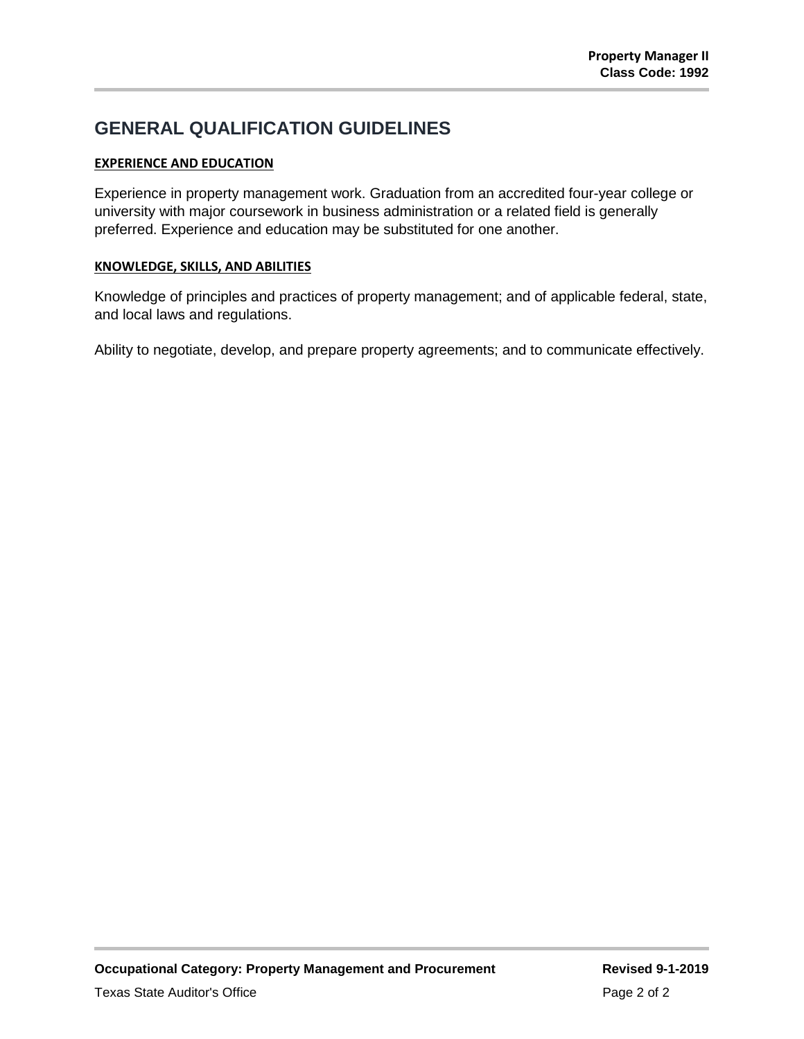## GENERAL QUALIFICATION GUIDELINES

### EXPERIENCE AND EDUCATION

Experience in property management work. Graduation from an accredited four-year college or university with major coursework in business administration or a related field is generally preferred. Experience and education may be substituted for one another.

### KNOWLEDGE, SKILLS, AND ABILITIES

Knowledge of principles and practices of property management; and of applicable federal, state, and local laws and regulations.

Ability to negotiate, develop, and prepare property agreements; and to communicate effectively.